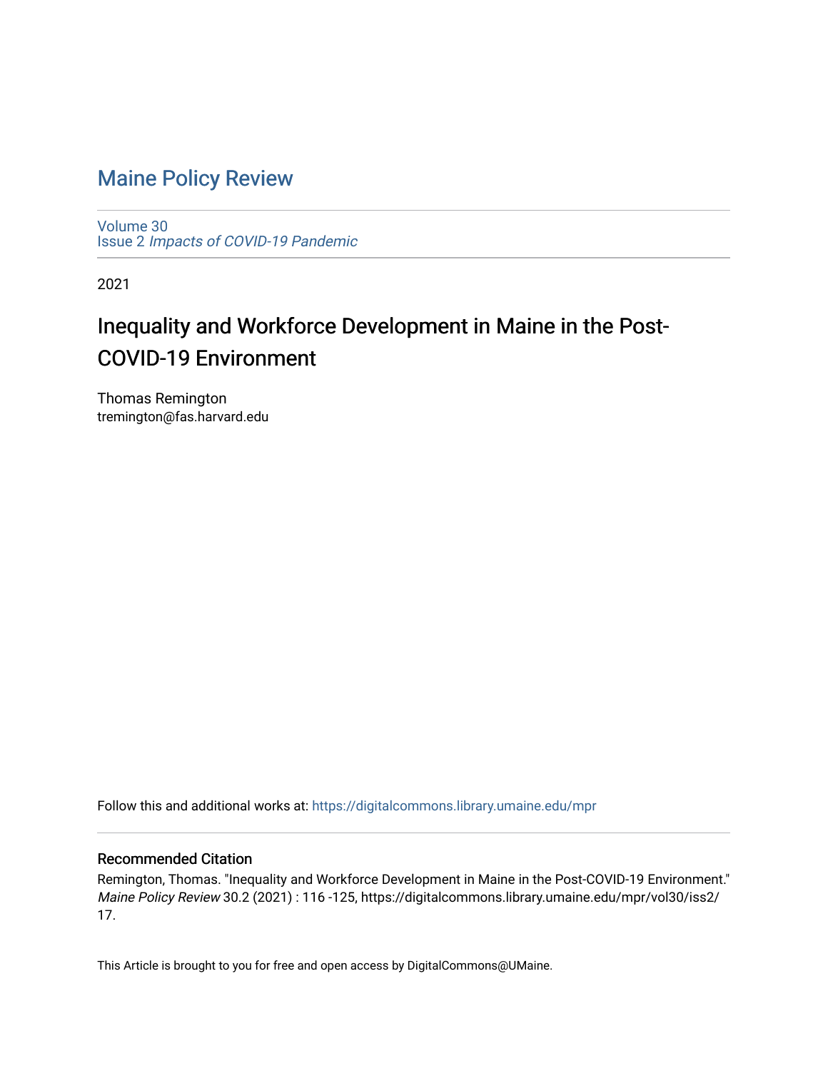# Maine Policy Review

Volume 30
Issue 2 *Impacts of COVID-19 Pandemic*

2021

## Inequality and Workforce Development in Maine in the Post-COVID-19 Environment

Thomas Remington
tremington@fas.harvard.edu

Follow this and additional works at: https://digitalcommons.library.umaine.edu/mpr

### Recommended Citation

Remington, Thomas. "Inequality and Workforce Development in Maine in the Post-COVID-19 Environment." *Maine Policy Review* 30.2 (2021) : 116 -125, https://digitalcommons.library.umaine.edu/mpr/vol30/iss2/17.

This Article is brought to you for free and open access by DigitalCommons@UMaine.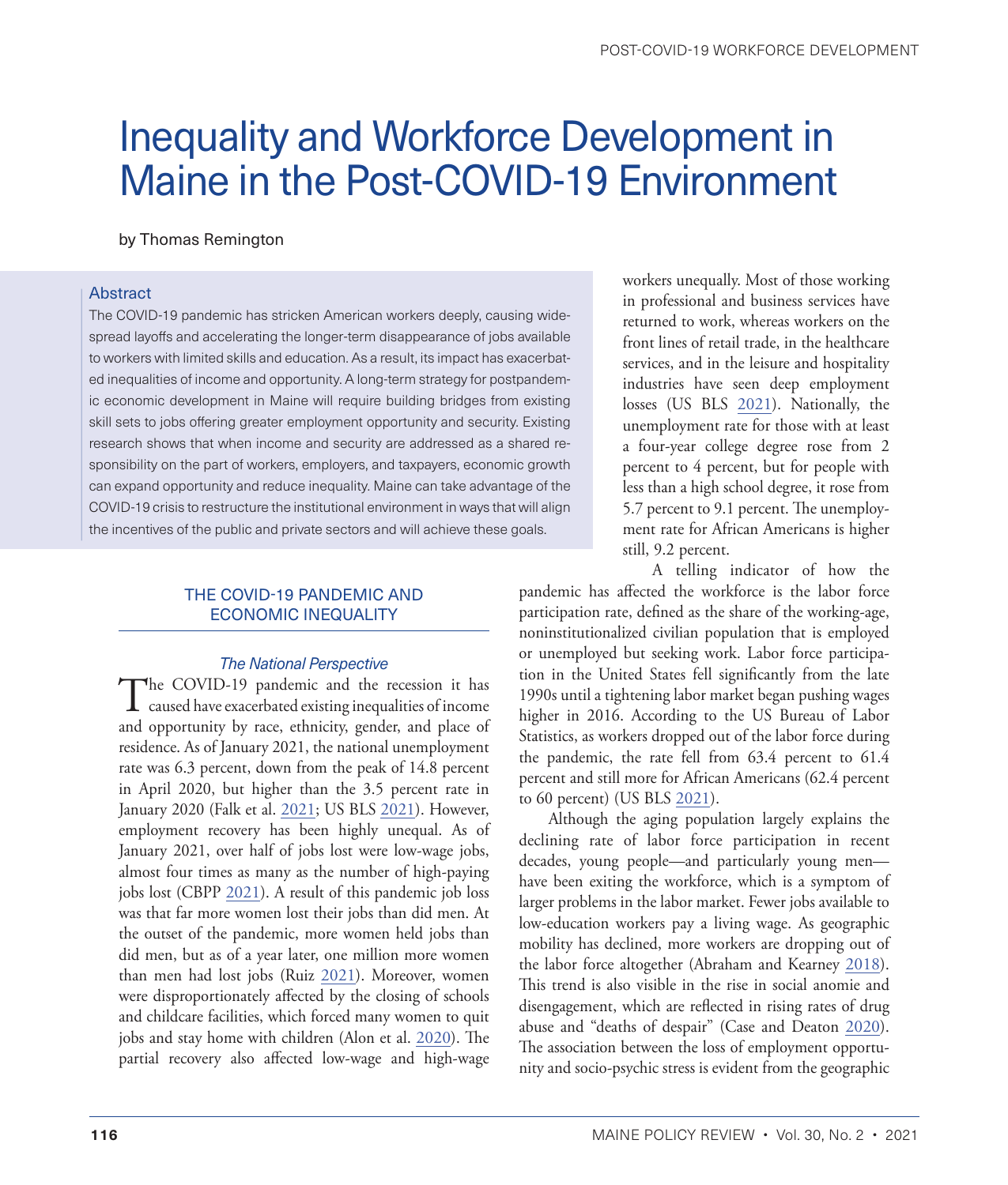# Inequality and Workforce Development in Maine in the Post-COVID-19 Environment

by Thomas Remington

### Abstract

The COVID-19 pandemic has stricken American workers deeply, causing widespread layoffs and accelerating the longer-term disappearance of jobs available to workers with limited skills and education. As a result, its impact has exacerbated inequalities of income and opportunity. A long-term strategy for postpandemic economic development in Maine will require building bridges from existing skill sets to jobs offering greater employment opportunity and security. Existing research shows that when income and security are addressed as a shared responsibility on the part of workers, employers, and taxpayers, economic growth can expand opportunity and reduce inequality. Maine can take advantage of the COVID-19 crisis to restructure the institutional environment in ways that will align the incentives of the public and private sectors and will achieve these goals.

## THE COVID-19 PANDEMIC AND ECONOMIC INEQUALITY

### *The National Perspective*

The COVID-19 pandemic and the recession it has caused have exacerbated existing inequalities of income and opportunity by race, ethnicity, gender, and place of residence. As of January 2021, the national unemployment rate was 6.3 percent, down from the peak of 14.8 percent in April 2020, but higher than the 3.5 percent rate in January 2020 (Falk et al. 2021; US BLS 2021). However, employment recovery has been highly unequal. As of January 2021, over half of jobs lost were low-wage jobs, almost four times as many as the number of high-paying jobs lost (CBPP 2021). A result of this pandemic job loss was that far more women lost their jobs than did men. At the outset of the pandemic, more women held jobs than did men, but as of a year later, one million more women than men had lost jobs (Ruiz 2021). Moreover, women were disproportionately affected by the closing of schools and childcare facilities, which forced many women to quit jobs and stay home with children (Alon et al. 2020). The partial recovery also affected low-wage and high-wage workers unequally. Most of those working in professional and business services have returned to work, whereas workers on the front lines of retail trade, in the healthcare services, and in the leisure and hospitality industries have seen deep employment losses (US BLS 2021). Nationally, the unemployment rate for those with at least a four-year college degree rose from 2 percent to 4 percent, but for people with less than a high school degree, it rose from 5.7 percent to 9.1 percent. The unemployment rate for African Americans is higher still, 9.2 percent.

A telling indicator of how the pandemic has affected the workforce is the labor force participation rate, defined as the share of the working-age, noninstitutionalized civilian population that is employed or unemployed but seeking work. Labor force participation in the United States fell significantly from the late 1990s until a tightening labor market began pushing wages higher in 2016. According to the US Bureau of Labor Statistics, as workers dropped out of the labor force during the pandemic, the rate fell from 63.4 percent to 61.4 percent and still more for African Americans (62.4 percent to 60 percent) (US BLS 2021).

Although the aging population largely explains the declining rate of labor force participation in recent decades, young people—and particularly young men—have been exiting the workforce, which is a symptom of larger problems in the labor market. Fewer jobs available to low-education workers pay a living wage. As geographic mobility has declined, more workers are dropping out of the labor force altogether (Abraham and Kearney 2018). This trend is also visible in the rise in social anomie and disengagement, which are reflected in rising rates of drug abuse and "deaths of despair" (Case and Deaton 2020). The association between the loss of employment opportunity and socio-psychic stress is evident from the geographic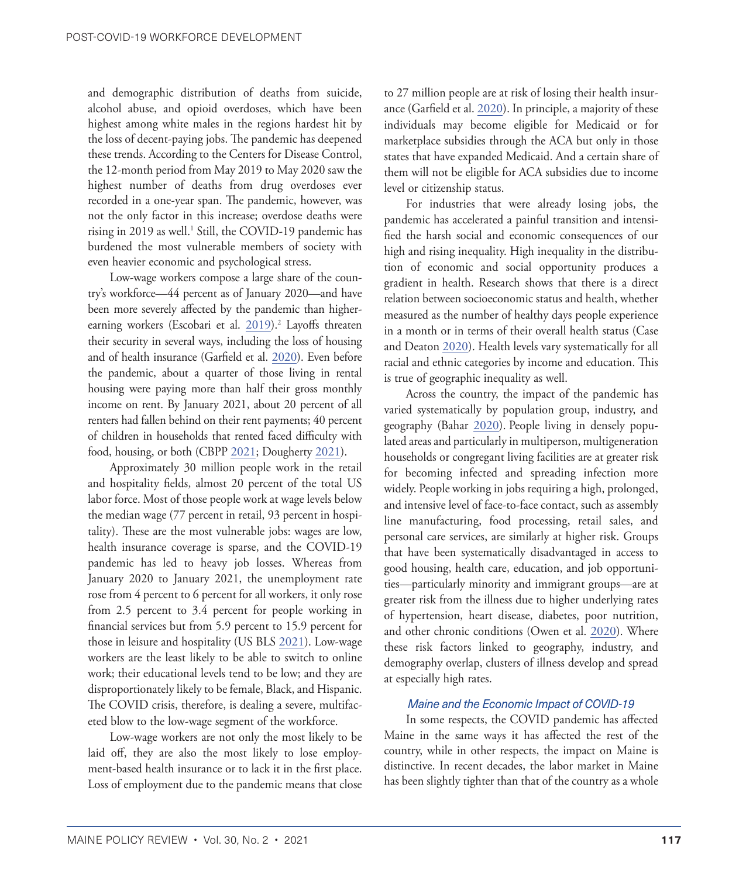and demographic distribution of deaths from suicide, alcohol abuse, and opioid overdoses, which have been highest among white males in the regions hardest hit by the loss of decent-paying jobs. The pandemic has deepened these trends. According to the Centers for Disease Control, the 12-month period from May 2019 to May 2020 saw the highest number of deaths from drug overdoses ever recorded in a one-year span. The pandemic, however, was not the only factor in this increase; overdose deaths were rising in 2019 as well.[1] Still, the COVID-19 pandemic has burdened the most vulnerable members of society with even heavier economic and psychological stress.

Low-wage workers compose a large share of the country's workforce—44 percent as of January 2020—and have been more severely affected by the pandemic than higher-earning workers (Escobari et al. 2019).[2] Layoffs threaten their security in several ways, including the loss of housing and of health insurance (Garfield et al. 2020). Even before the pandemic, about a quarter of those living in rental housing were paying more than half their gross monthly income on rent. By January 2021, about 20 percent of all renters had fallen behind on their rent payments; 40 percent of children in households that rented faced difficulty with food, housing, or both (CBPP 2021; Dougherty 2021).

Approximately 30 million people work in the retail and hospitality fields, almost 20 percent of the total US labor force. Most of those people work at wage levels below the median wage (77 percent in retail, 93 percent in hospitality). These are the most vulnerable jobs: wages are low, health insurance coverage is sparse, and the COVID-19 pandemic has led to heavy job losses. Whereas from January 2020 to January 2021, the unemployment rate rose from 4 percent to 6 percent for all workers, it only rose from 2.5 percent to 3.4 percent for people working in financial services but from 5.9 percent to 15.9 percent for those in leisure and hospitality (US BLS 2021). Low-wage workers are the least likely to be able to switch to online work; their educational levels tend to be low; and they are disproportionately likely to be female, Black, and Hispanic. The COVID crisis, therefore, is dealing a severe, multifaceted blow to the low-wage segment of the workforce.

Low-wage workers are not only the most likely to be laid off, they are also the most likely to lose employment-based health insurance or to lack it in the first place. Loss of employment due to the pandemic means that close to 27 million people are at risk of losing their health insurance (Garfield et al. 2020). In principle, a majority of these individuals may become eligible for Medicaid or for marketplace subsidies through the ACA but only in those states that have expanded Medicaid. And a certain share of them will not be eligible for ACA subsidies due to income level or citizenship status.

For industries that were already losing jobs, the pandemic has accelerated a painful transition and intensified the harsh social and economic consequences of our high and rising inequality. High inequality in the distribution of economic and social opportunity produces a gradient in health. Research shows that there is a direct relation between socioeconomic status and health, whether measured as the number of healthy days people experience in a month or in terms of their overall health status (Case and Deaton 2020). Health levels vary systematically for all racial and ethnic categories by income and education. This is true of geographic inequality as well.

Across the country, the impact of the pandemic has varied systematically by population group, industry, and geography (Bahar 2020). People living in densely populated areas and particularly in multiperson, multigeneration households or congregant living facilities are at greater risk for becoming infected and spreading infection more widely. People working in jobs requiring a high, prolonged, and intensive level of face-to-face contact, such as assembly line manufacturing, food processing, retail sales, and personal care services, are similarly at higher risk. Groups that have been systematically disadvantaged in access to good housing, health care, education, and job opportunities—particularly minority and immigrant groups—are at greater risk from the illness due to higher underlying rates of hypertension, heart disease, diabetes, poor nutrition, and other chronic conditions (Owen et al. 2020). Where these risk factors linked to geography, industry, and demography overlap, clusters of illness develop and spread at especially high rates.

### *Maine and the Economic Impact of COVID-19*

In some respects, the COVID pandemic has affected Maine in the same ways it has affected the rest of the country, while in other respects, the impact on Maine is distinctive. In recent decades, the labor market in Maine has been slightly tighter than that of the country as a whole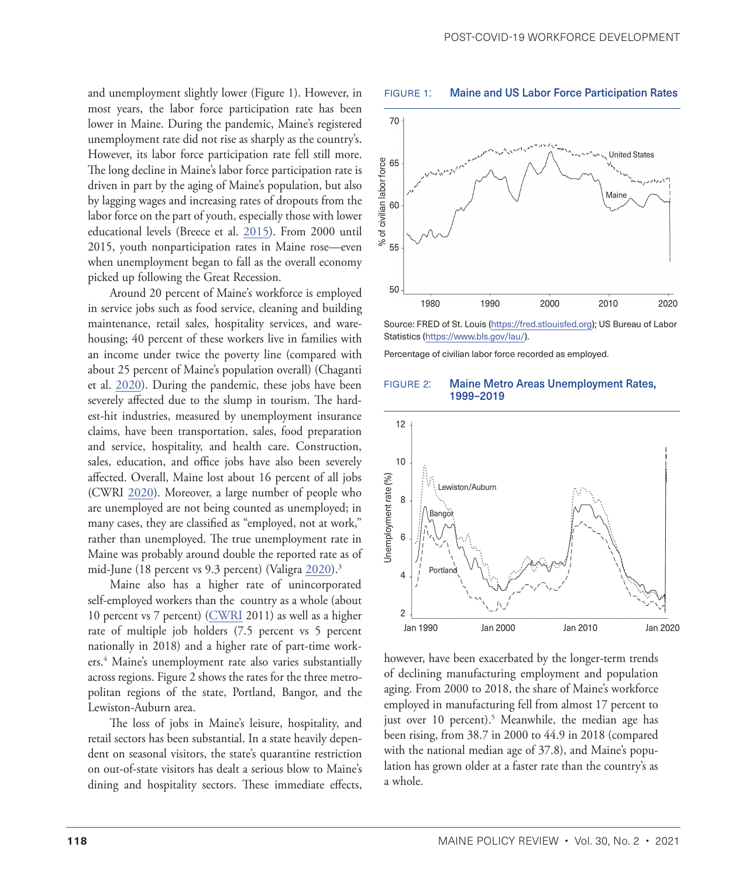and unemployment slightly lower (Figure 1). However, in most years, the labor force participation rate has been lower in Maine. During the pandemic, Maine's registered unemployment rate did not rise as sharply as the country's. However, its labor force participation rate fell still more. The long decline in Maine's labor force participation rate is driven in part by the aging of Maine's population, but also by lagging wages and increasing rates of dropouts from the labor force on the part of youth, especially those with lower educational levels (Breece et al. 2015). From 2000 until 2015, youth nonparticipation rates in Maine rose—even when unemployment began to fall as the overall economy picked up following the Great Recession.

Around 20 percent of Maine's workforce is employed in service jobs such as food service, cleaning and building maintenance, retail sales, hospitality services, and warehousing; 40 percent of these workers live in families with an income under twice the poverty line (compared with about 25 percent of Maine's population overall) (Chaganti et al. 2020). During the pandemic, these jobs have been severely affected due to the slump in tourism. The hardest-hit industries, measured by unemployment insurance claims, have been transportation, sales, food preparation and service, hospitality, and health care. Construction, sales, education, and office jobs have also been severely affected. Overall, Maine lost about 16 percent of all jobs (CWRI 2020). Moreover, a large number of people who are unemployed are not being counted as unemployed; in many cases, they are classified as "employed, not at work," rather than unemployed. The true unemployment rate in Maine was probably around double the reported rate as of mid-June (18 percent vs 9.3 percent) (Valigra 2020).[3]

Maine also has a higher rate of unincorporated self-employed workers than the country as a whole (about 10 percent vs 7 percent) (CWRI 2011) as well as a higher rate of multiple job holders (7.5 percent vs 5 percent nationally in 2018) and a higher rate of part-time workers.[4] Maine's unemployment rate also varies substantially across regions. Figure 2 shows the rates for the three metropolitan regions of the state, Portland, Bangor, and the Lewiston-Auburn area.

The loss of jobs in Maine's leisure, hospitality, and retail sectors has been substantial. In a state heavily dependent on seasonal visitors, the state's quarantine restriction on out-of-state visitors has dealt a serious blow to Maine's dining and hospitality sectors. These immediate effects, however, have been exacerbated by the longer-term trends of declining manufacturing employment and population aging. From 2000 to 2018, the share of Maine's workforce employed in manufacturing fell from almost 17 percent to just over 10 percent).[5] Meanwhile, the median age has been rising, from 38.7 in 2000 to 44.9 in 2018 (compared with the national median age of 37.8), and Maine's population has grown older at a faster rate than the country's as a whole.

FIGURE 1: Maine and US Labor Force Participation Rates

Source: FRED of St. Louis (https://fred.stlouisfed.org); US Bureau of Labor Statistics (https://www.bls.gov/lau/).

Percentage of civilian labor force recorded as employed.

FIGURE 2: Maine Metro Areas Unemployment Rates, 1999–2019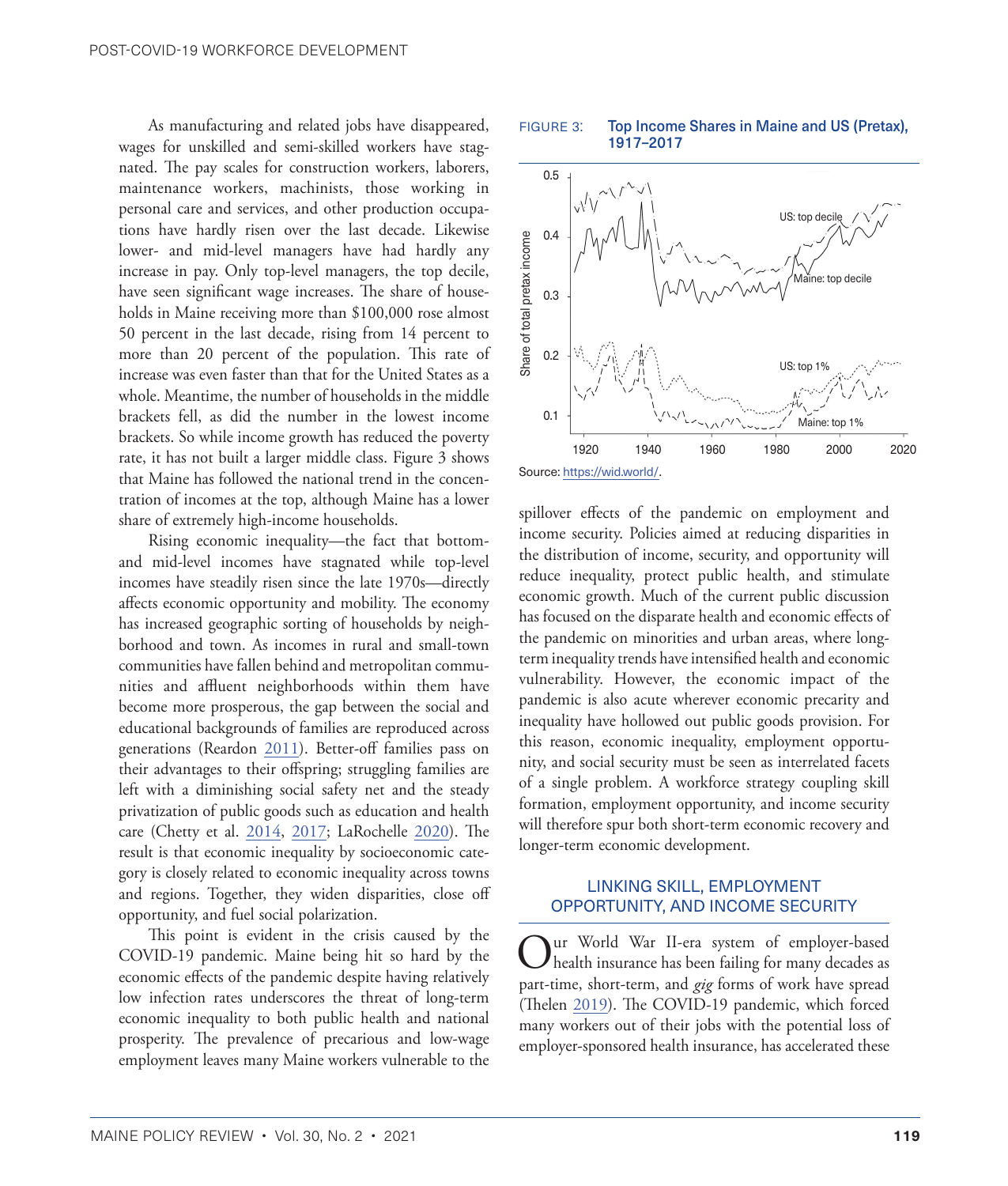As manufacturing and related jobs have disappeared, wages for unskilled and semi-skilled workers have stagnated. The pay scales for construction workers, laborers, maintenance workers, machinists, those working in personal care and services, and other production occupations have hardly risen over the last decade. Likewise lower- and mid-level managers have had hardly any increase in pay. Only top-level managers, the top decile, have seen significant wage increases. The share of households in Maine receiving more than $100,000 rose almost 50 percent in the last decade, rising from 14 percent to more than 20 percent of the population. This rate of increase was even faster than that for the United States as a whole. Meantime, the number of households in the middle brackets fell, as did the number in the lowest income brackets. So while income growth has reduced the poverty rate, it has not built a larger middle class. Figure 3 shows that Maine has followed the national trend in the concentration of incomes at the top, although Maine has a lower share of extremely high-income households.

Rising economic inequality—the fact that bottom- and mid-level incomes have stagnated while top-level incomes have steadily risen since the late 1970s—directly affects economic opportunity and mobility. The economy has increased geographic sorting of households by neighborhood and town. As incomes in rural and small-town communities have fallen behind and metropolitan communities and affluent neighborhoods within them have become more prosperous, the gap between the social and educational backgrounds of families are reproduced across generations (Reardon 2011). Better-off families pass on their advantages to their offspring; struggling families are left with a diminishing social safety net and the steady privatization of public goods such as education and health care (Chetty et al. 2014, 2017; LaRochelle 2020). The result is that economic inequality by socioeconomic category is closely related to economic inequality across towns and regions. Together, they widen disparities, close off opportunity, and fuel social polarization.

This point is evident in the crisis caused by the COVID-19 pandemic. Maine being hit so hard by the economic effects of the pandemic despite having relatively low infection rates underscores the threat of long-term economic inequality to both public health and national prosperity. The prevalence of precarious and low-wage employment leaves many Maine workers vulnerable to the spillover effects of the pandemic on employment and income security. Policies aimed at reducing disparities in the distribution of income, security, and opportunity will reduce inequality, protect public health, and stimulate economic growth. Much of the current public discussion has focused on the disparate health and economic effects of the pandemic on minorities and urban areas, where long-term inequality trends have intensified health and economic vulnerability. However, the economic impact of the pandemic is also acute wherever economic precarity and inequality have hollowed out public goods provision. For this reason, economic inequality, employment opportunity, and social security must be seen as interrelated facets of a single problem. A workforce strategy coupling skill formation, employment opportunity, and income security will therefore spur both short-term economic recovery and longer-term economic development.

FIGURE 3: Top Income Shares in Maine and US (Pretax), 1917–2017

Source: https://wid.world/.

## LINKING SKILL, EMPLOYMENT OPPORTUNITY, AND INCOME SECURITY

Our World War II-era system of employer-based health insurance has been failing for many decades as part-time, short-term, and *gig* forms of work have spread (Thelen 2019). The COVID-19 pandemic, which forced many workers out of their jobs with the potential loss of employer-sponsored health insurance, has accelerated these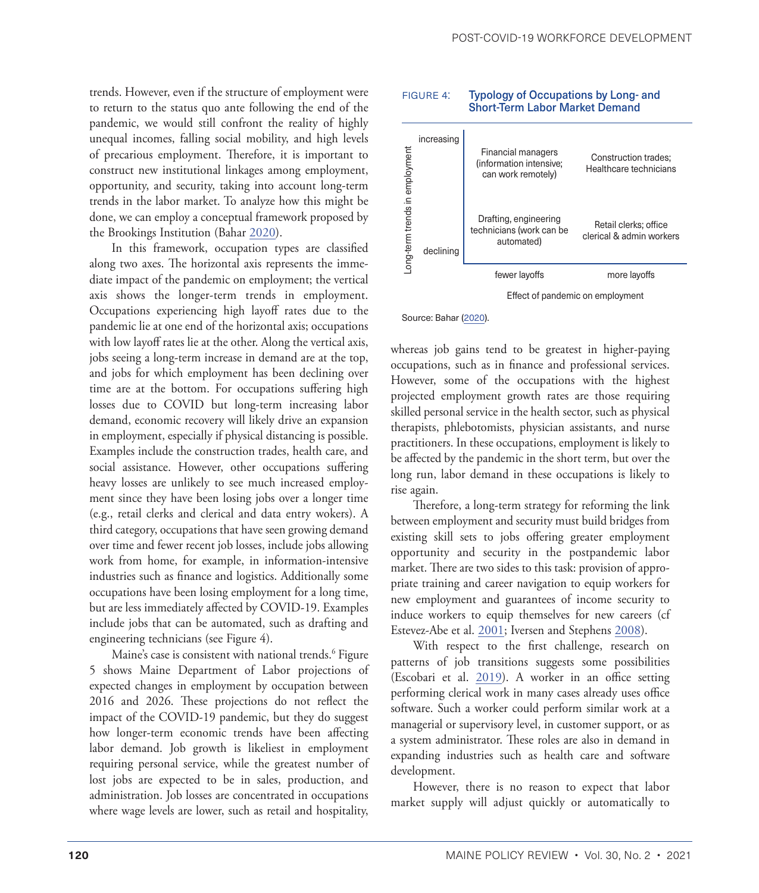trends. However, even if the structure of employment were to return to the status quo ante following the end of the pandemic, we would still confront the reality of highly unequal incomes, falling social mobility, and high levels of precarious employment. Therefore, it is important to construct new institutional linkages among employment, opportunity, and security, taking into account long-term trends in the labor market. To analyze how this might be done, we can employ a conceptual framework proposed by the Brookings Institution (Bahar 2020).

In this framework, occupation types are classified along two axes. The horizontal axis represents the immediate impact of the pandemic on employment; the vertical axis shows the longer-term trends in employment. Occupations experiencing high layoff rates due to the pandemic lie at one end of the horizontal axis; occupations with low layoff rates lie at the other. Along the vertical axis, jobs seeing a long-term increase in demand are at the top, and jobs for which employment has been declining over time are at the bottom. For occupations suffering high losses due to COVID but long-term increasing labor demand, economic recovery will likely drive an expansion in employment, especially if physical distancing is possible. Examples include the construction trades, health care, and social assistance. However, other occupations suffering heavy losses are unlikely to see much increased employment since they have been losing jobs over a longer time (e.g., retail clerks and clerical and data entry wokers). A third category, occupations that have seen growing demand over time and fewer recent job losses, include jobs allowing work from home, for example, in information-intensive industries such as finance and logistics. Additionally some occupations have been losing employment for a long time, but are less immediately affected by COVID-19. Examples include jobs that can be automated, such as drafting and engineering technicians (see Figure 4).

FIGURE 4: Typology of Occupations by Long- and Short-Term Labor Market Demand

| Long-term trends in employment | fewer layoffs | more layoffs |
|---|---|---|
| increasing | Financial managers (information intensive; can work remotely) | Construction trades; Healthcare technicians |
| declining | Drafting, engineering technicians (work can be automated) | Retail clerks; office clerical & admin workers |

Effect of pandemic on employment

Source: Bahar (2020).

Maine's case is consistent with national trends.[6] Figure 5 shows Maine Department of Labor projections of expected changes in employment by occupation between 2016 and 2026. These projections do not reflect the impact of the COVID-19 pandemic, but they do suggest how longer-term economic trends have been affecting labor demand. Job growth is likeliest in employment requiring personal service, while the greatest number of lost jobs are expected to be in sales, production, and administration. Job losses are concentrated in occupations where wage levels are lower, such as retail and hospitality, whereas job gains tend to be greatest in higher-paying occupations, such as in finance and professional services. However, some of the occupations with the highest projected employment growth rates are those requiring skilled personal service in the health sector, such as physical therapists, phlebotomists, physician assistants, and nurse practitioners. In these occupations, employment is likely to be affected by the pandemic in the short term, but over the long run, labor demand in these occupations is likely to rise again.

Therefore, a long-term strategy for reforming the link between employment and security must build bridges from existing skill sets to jobs offering greater employment opportunity and security in the postpandemic labor market. There are two sides to this task: provision of appropriate training and career navigation to equip workers for new employment and guarantees of income security to induce workers to equip themselves for new careers (cf Estevez-Abe et al. 2001; Iversen and Stephens 2008).

With respect to the first challenge, research on patterns of job transitions suggests some possibilities (Escobari et al. 2019). A worker in an office setting performing clerical work in many cases already uses office software. Such a worker could perform similar work at a managerial or supervisory level, in customer support, or as a system administrator. These roles are also in demand in expanding industries such as health care and software development.

However, there is no reason to expect that labor market supply will adjust quickly or automatically to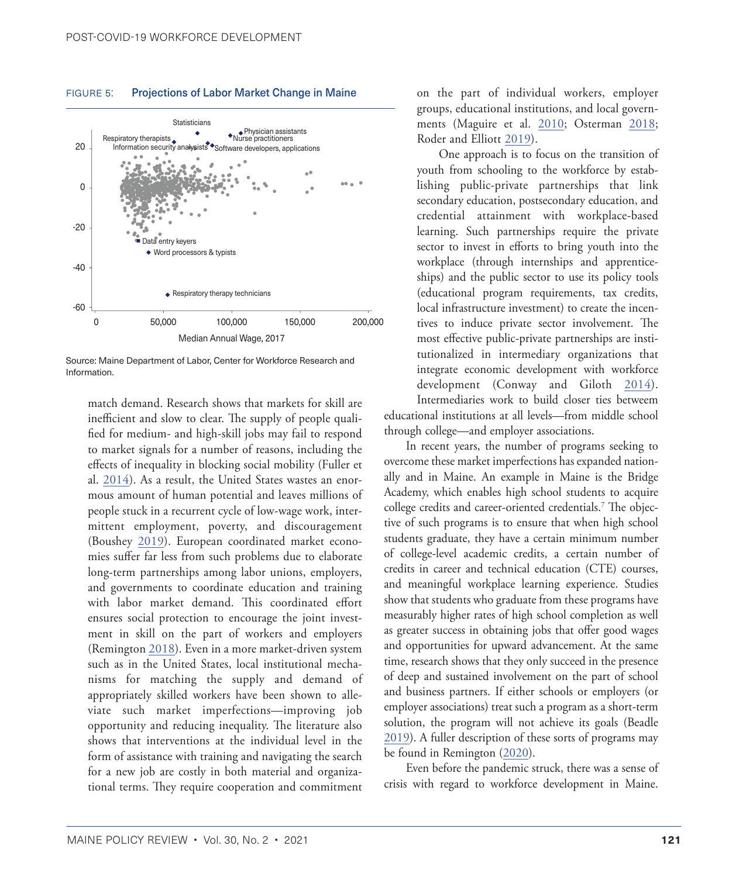FIGURE 5: **Projections of Labor Market Change in Maine**

Source: Maine Department of Labor, Center for Workforce Research and Information.

match demand. Research shows that markets for skill are inefficient and slow to clear. The supply of people qualified for medium- and high-skill jobs may fail to respond to market signals for a number of reasons, including the effects of inequality in blocking social mobility (Fuller et al. 2014). As a result, the United States wastes an enormous amount of human potential and leaves millions of people stuck in a recurrent cycle of low-wage work, intermittent employment, poverty, and discouragement (Boushey 2019). European coordinated market economies suffer far less from such problems due to elaborate long-term partnerships among labor unions, employers, and governments to coordinate education and training with labor market demand. This coordinated effort ensures social protection to encourage the joint investment in skill on the part of workers and employers (Remington 2018). Even in a more market-driven system such as in the United States, local institutional mechanisms for matching the supply and demand of appropriately skilled workers have been shown to alleviate such market imperfections—improving job opportunity and reducing inequality. The literature also shows that interventions at the individual level in the form of assistance with training and navigating the search for a new job are costly in both material and organizational terms. They require cooperation and commitment on the part of individual workers, employer groups, educational institutions, and local governments (Maguire et al. 2010; Osterman 2018; Roder and Elliott 2019).

One approach is to focus on the transition of youth from schooling to the workforce by establishing public-private partnerships that link secondary education, postsecondary education, and credential attainment with workplace-based learning. Such partnerships require the private sector to invest in efforts to bring youth into the workplace (through internships and apprenticeships) and the public sector to use its policy tools (educational program requirements, tax credits, local infrastructure investment) to create the incentives to induce private sector involvement. The most effective public-private partnerships are institutionalized in intermediary organizations that integrate economic development with workforce development (Conway and Giloth 2014). Intermediaries work to build closer ties betweem educational institutions at all levels—from middle school through college—and employer associations.

In recent years, the number of programs seeking to overcome these market imperfections has expanded nationally and in Maine. An example in Maine is the Bridge Academy, which enables high school students to acquire college credits and career-oriented credentials.[7] The objective of such programs is to ensure that when high school students graduate, they have a certain minimum number of college-level academic credits, a certain number of credits in career and technical education (CTE) courses, and meaningful workplace learning experience. Studies show that students who graduate from these programs have measurably higher rates of high school completion as well as greater success in obtaining jobs that offer good wages and opportunities for upward advancement. At the same time, research shows that they only succeed in the presence of deep and sustained involvement on the part of school and business partners. If either schools or employers (or employer associations) treat such a program as a short-term solution, the program will not achieve its goals (Beadle 2019). A fuller description of these sorts of programs may be found in Remington (2020).

Even before the pandemic struck, there was a sense of crisis with regard to workforce development in Maine.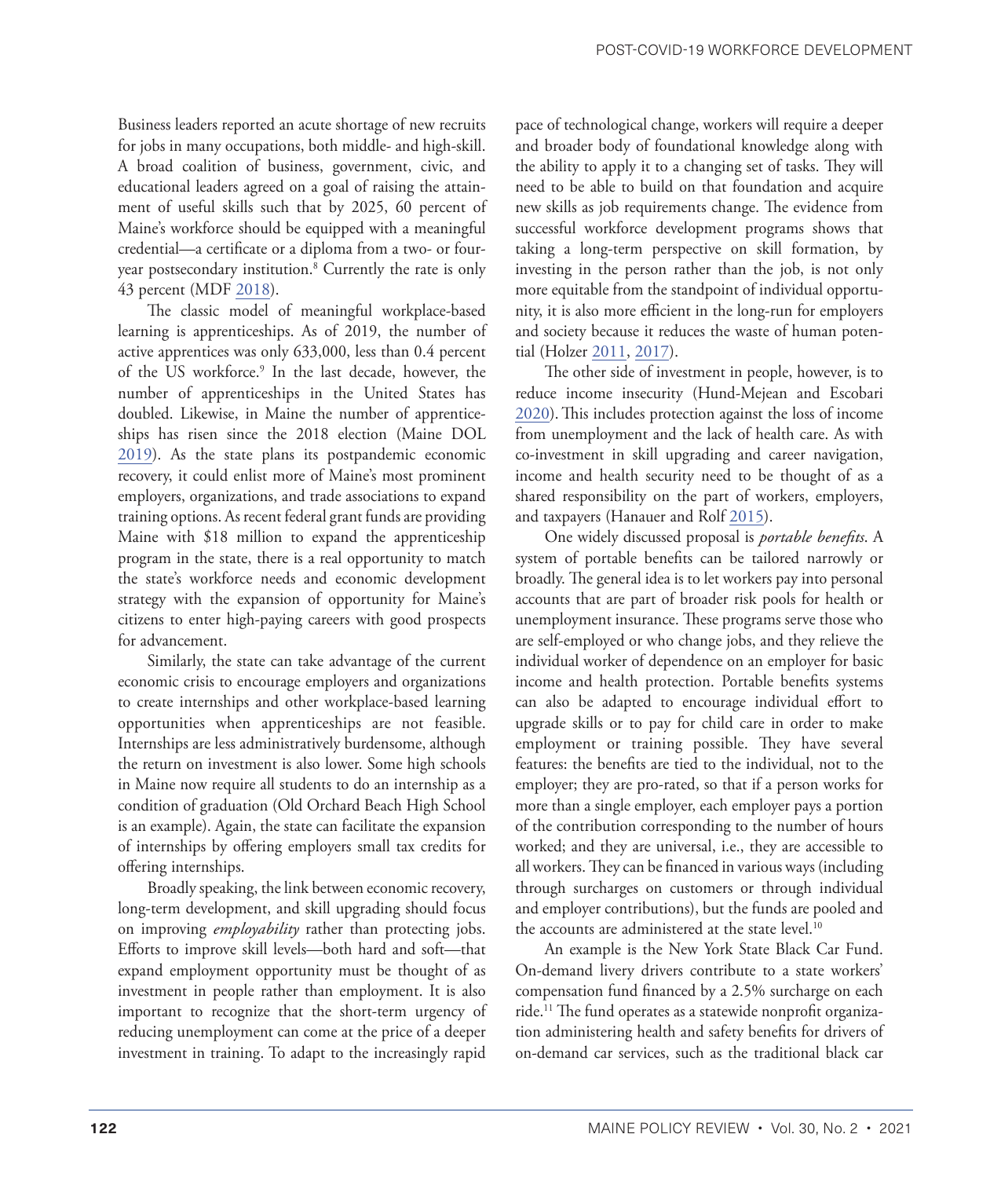Business leaders reported an acute shortage of new recruits for jobs in many occupations, both middle- and high-skill. A broad coalition of business, government, civic, and educational leaders agreed on a goal of raising the attainment of useful skills such that by 2025, 60 percent of Maine's workforce should be equipped with a meaningful credential—a certificate or a diploma from a two- or four-year postsecondary institution.[8] Currently the rate is only 43 percent (MDF 2018).

The classic model of meaningful workplace-based learning is apprenticeships. As of 2019, the number of active apprentices was only 633,000, less than 0.4 percent of the US workforce.[9] In the last decade, however, the number of apprenticeships in the United States has doubled. Likewise, in Maine the number of apprenticeships has risen since the 2018 election (Maine DOL 2019). As the state plans its postpandemic economic recovery, it could enlist more of Maine's most prominent employers, organizations, and trade associations to expand training options. As recent federal grant funds are providing Maine with $18 million to expand the apprenticeship program in the state, there is a real opportunity to match the state's workforce needs and economic development strategy with the expansion of opportunity for Maine's citizens to enter high-paying careers with good prospects for advancement.

Similarly, the state can take advantage of the current economic crisis to encourage employers and organizations to create internships and other workplace-based learning opportunities when apprenticeships are not feasible. Internships are less administratively burdensome, although the return on investment is also lower. Some high schools in Maine now require all students to do an internship as a condition of graduation (Old Orchard Beach High School is an example). Again, the state can facilitate the expansion of internships by offering employers small tax credits for offering internships.

Broadly speaking, the link between economic recovery, long-term development, and skill upgrading should focus on improving *employability* rather than protecting jobs. Efforts to improve skill levels—both hard and soft—that expand employment opportunity must be thought of as investment in people rather than employment. It is also important to recognize that the short-term urgency of reducing unemployment can come at the price of a deeper investment in training. To adapt to the increasingly rapid pace of technological change, workers will require a deeper and broader body of foundational knowledge along with the ability to apply it to a changing set of tasks. They will need to be able to build on that foundation and acquire new skills as job requirements change. The evidence from successful workforce development programs shows that taking a long-term perspective on skill formation, by investing in the person rather than the job, is not only more equitable from the standpoint of individual opportunity, it is also more efficient in the long-run for employers and society because it reduces the waste of human potential (Holzer 2011, 2017).

The other side of investment in people, however, is to reduce income insecurity (Hund-Mejean and Escobari 2020). This includes protection against the loss of income from unemployment and the lack of health care. As with co-investment in skill upgrading and career navigation, income and health security need to be thought of as a shared responsibility on the part of workers, employers, and taxpayers (Hanauer and Rolf 2015).

One widely discussed proposal is *portable benefits*. A system of portable benefits can be tailored narrowly or broadly. The general idea is to let workers pay into personal accounts that are part of broader risk pools for health or unemployment insurance. These programs serve those who are self-employed or who change jobs, and they relieve the individual worker of dependence on an employer for basic income and health protection. Portable benefits systems can also be adapted to encourage individual effort to upgrade skills or to pay for child care in order to make employment or training possible. They have several features: the benefits are tied to the individual, not to the employer; they are pro-rated, so that if a person works for more than a single employer, each employer pays a portion of the contribution corresponding to the number of hours worked; and they are universal, i.e., they are accessible to all workers. They can be financed in various ways (including through surcharges on customers or through individual and employer contributions), but the funds are pooled and the accounts are administered at the state level.[10]

An example is the New York State Black Car Fund. On-demand livery drivers contribute to a state workers' compensation fund financed by a 2.5% surcharge on each ride.[11] The fund operates as a statewide nonprofit organization administering health and safety benefits for drivers of on-demand car services, such as the traditional black car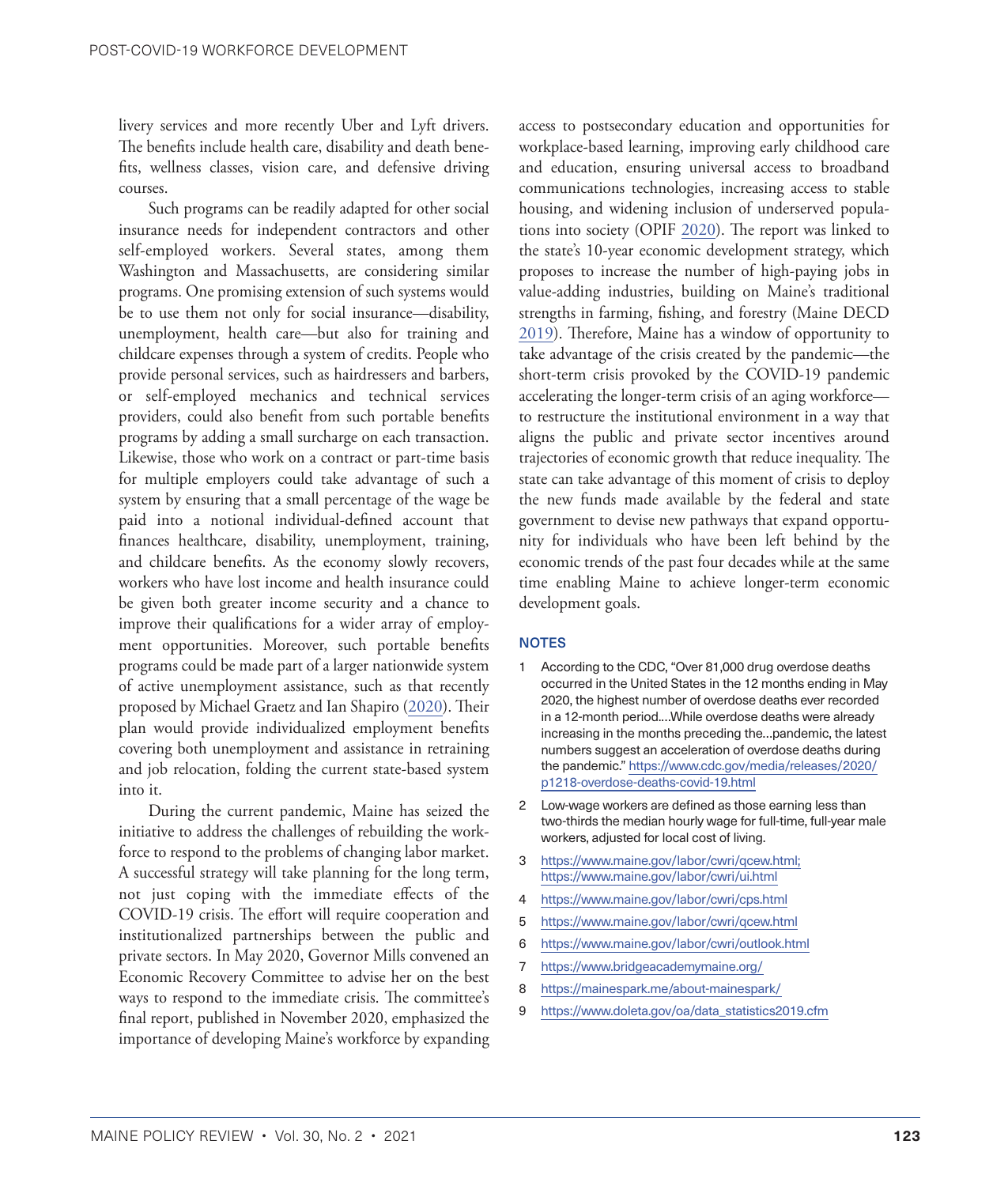livery services and more recently Uber and Lyft drivers. The benefits include health care, disability and death benefits, wellness classes, vision care, and defensive driving courses.

Such programs can be readily adapted for other social insurance needs for independent contractors and other self-employed workers. Several states, among them Washington and Massachusetts, are considering similar programs. One promising extension of such systems would be to use them not only for social insurance—disability, unemployment, health care—but also for training and childcare expenses through a system of credits. People who provide personal services, such as hairdressers and barbers, or self-employed mechanics and technical services providers, could also benefit from such portable benefits programs by adding a small surcharge on each transaction. Likewise, those who work on a contract or part-time basis for multiple employers could take advantage of such a system by ensuring that a small percentage of the wage be paid into a notional individual-defined account that finances healthcare, disability, unemployment, training, and childcare benefits. As the economy slowly recovers, workers who have lost income and health insurance could be given both greater income security and a chance to improve their qualifications for a wider array of employment opportunities. Moreover, such portable benefits programs could be made part of a larger nationwide system of active unemployment assistance, such as that recently proposed by Michael Graetz and Ian Shapiro (2020). Their plan would provide individualized employment benefits covering both unemployment and assistance in retraining and job relocation, folding the current state-based system into it.

During the current pandemic, Maine has seized the initiative to address the challenges of rebuilding the workforce to respond to the problems of changing labor market. A successful strategy will take planning for the long term, not just coping with the immediate effects of the COVID-19 crisis. The effort will require cooperation and institutionalized partnerships between the public and private sectors. In May 2020, Governor Mills convened an Economic Recovery Committee to advise her on the best ways to respond to the immediate crisis. The committee's final report, published in November 2020, emphasized the importance of developing Maine's workforce by expanding access to postsecondary education and opportunities for workplace-based learning, improving early childhood care and education, ensuring universal access to broadband communications technologies, increasing access to stable housing, and widening inclusion of underserved populations into society (OPIF 2020). The report was linked to the state's 10-year economic development strategy, which proposes to increase the number of high-paying jobs in value-adding industries, building on Maine's traditional strengths in farming, fishing, and forestry (Maine DECD 2019). Therefore, Maine has a window of opportunity to take advantage of the crisis created by the pandemic—the short-term crisis provoked by the COVID-19 pandemic accelerating the longer-term crisis of an aging workforce—to restructure the institutional environment in a way that aligns the public and private sector incentives around trajectories of economic growth that reduce inequality. The state can take advantage of this moment of crisis to deploy the new funds made available by the federal and state government to devise new pathways that expand opportunity for individuals who have been left behind by the economic trends of the past four decades while at the same time enabling Maine to achieve longer-term economic development goals.

## NOTES

1. According to the CDC, "Over 81,000 drug overdose deaths occurred in the United States in the 12 months ending in May 2020, the highest number of overdose deaths ever recorded in a 12-month period....While overdose deaths were already increasing in the months preceding the...pandemic, the latest numbers suggest an acceleration of overdose deaths during the pandemic." https://www.cdc.gov/media/releases/2020/p1218-overdose-deaths-covid-19.html
2. Low-wage workers are defined as those earning less than two-thirds the median hourly wage for full-time, full-year male workers, adjusted for local cost of living.
3. https://www.maine.gov/labor/cwri/qcew.html; https://www.maine.gov/labor/cwri/ui.html
4. https://www.maine.gov/labor/cwri/cps.html
5. https://www.maine.gov/labor/cwri/qcew.html
6. https://www.maine.gov/labor/cwri/outlook.html
7. https://www.bridgeacademymaine.org/
8. https://mainespark.me/about-mainespark/
9. https://www.doleta.gov/oa/data_statistics2019.cfm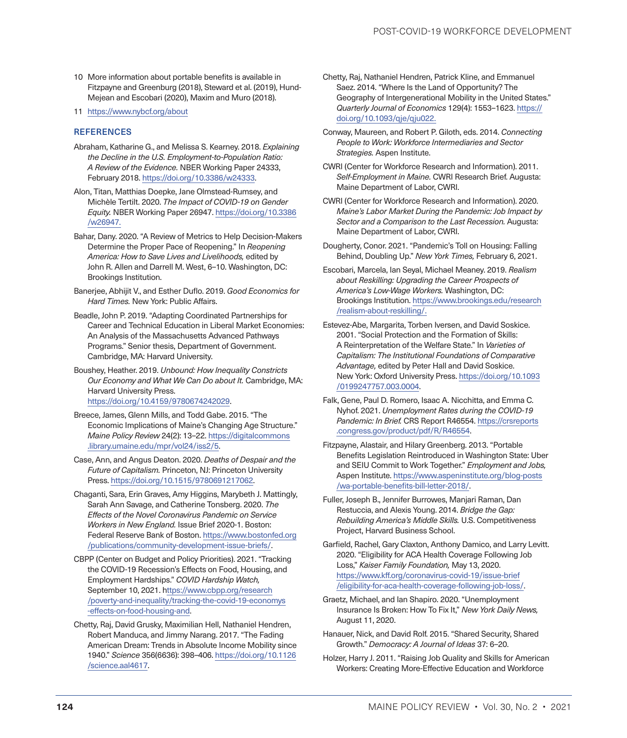10 More information about portable benefits is available in Fitzpayne and Greenburg (2018), Steward et al. (2019), Hund-Mejean and Escobari (2020), Maxim and Muro (2018).

11 https://www.nybcf.org/about

## REFERENCES

Abraham, Katharine G., and Melissa S. Kearney. 2018. *Explaining the Decline in the U.S. Employment-to-Population Ratio: A Review of the Evidence.* NBER Working Paper 24333, February 2018. https://doi.org/10.3386/w24333.

Alon, Titan, Matthias Doepke, Jane Olmstead-Rumsey, and Michèle Tertilt. 2020. *The Impact of COVID-19 on Gender Equity.* NBER Working Paper 26947. https://doi.org/10.3386/w26947.

Bahar, Dany. 2020. "A Review of Metrics to Help Decision-Makers Determine the Proper Pace of Reopening." In *Reopening America: How to Save Lives and Livelihoods,* edited by John R. Allen and Darrell M. West, 6–10. Washington, DC: Brookings Institution.

Banerjee, Abhijit V., and Esther Duflo. 2019. *Good Economics for Hard Times.* New York: Public Affairs.

Beadle, John P. 2019. "Adapting Coordinated Partnerships for Career and Technical Education in Liberal Market Economies: An Analysis of the Massachusetts Advanced Pathways Programs." Senior thesis, Department of Government. Cambridge, MA: Harvard University.

Boushey, Heather. 2019. *Unbound: How Inequality Constricts Our Economy and What We Can Do about It.* Cambridge, MA: Harvard University Press. https://doi.org/10.4159/9780674242029.

Breece, James, Glenn Mills, and Todd Gabe. 2015. "The Economic Implications of Maine's Changing Age Structure." *Maine Policy Review* 24(2): 13–22. https://digitalcommons.library.umaine.edu/mpr/vol24/iss2/5.

Case, Ann, and Angus Deaton. 2020. *Deaths of Despair and the Future of Capitalism.* Princeton, NJ: Princeton University Press. https://doi.org/10.1515/9780691217062.

Chaganti, Sara, Erin Graves, Amy Higgins, Marybeth J. Mattingly, Sarah Ann Savage, and Catherine Tonsberg. 2020. *The Effects of the Novel Coronavirus Pandemic on Service Workers in New England.* Issue Brief 2020-1. Boston: Federal Reserve Bank of Boston. https://www.bostonfed.org/publications/community-development-issue-briefs/.

CBPP (Center on Budget and Policy Priorities). 2021. "Tracking the COVID-19 Recession's Effects on Food, Housing, and Employment Hardships." *COVID Hardship Watch,* September 10, 2021. https://www.cbpp.org/research/poverty-and-inequality/tracking-the-covid-19-economys-effects-on-food-housing-and.

Chetty, Raj, David Grusky, Maximilian Hell, Nathaniel Hendren, Robert Manduca, and Jimmy Narang. 2017. "The Fading American Dream: Trends in Absolute Income Mobility since 1940." *Science* 356(6636): 398–406. https://doi.org/10.1126/science.aal4617.

Chetty, Raj, Nathaniel Hendren, Patrick Kline, and Emmanuel Saez. 2014. "Where Is the Land of Opportunity? The Geography of Intergenerational Mobility in the United States." *Quarterly Journal of Economics* 129(4): 1553–1623. https://doi.org/10.1093/qje/qju022.

Conway, Maureen, and Robert P. Giloth, eds. 2014. *Connecting People to Work: Workforce Intermediaries and Sector Strategies.* Aspen Institute.

CWRI (Center for Workforce Research and Information). 2011. *Self-Employment in Maine.* CWRI Research Brief. Augusta: Maine Department of Labor, CWRI.

CWRI (Center for Workforce Research and Information). 2020. *Maine's Labor Market During the Pandemic: Job Impact by Sector and a Comparison to the Last Recession.* Augusta: Maine Department of Labor, CWRI.

Dougherty, Conor. 2021. "Pandemic's Toll on Housing: Falling Behind, Doubling Up." *New York Times,* February 6, 2021.

Escobari, Marcela, Ian Seyal, Michael Meaney. 2019. *Realism about Reskilling: Upgrading the Career Prospects of America's Low-Wage Workers.* Washington, DC: Brookings Institution. https://www.brookings.edu/research/realism-about-reskilling/.

Estevez-Abe, Margarita, Torben Iversen, and David Soskice. 2001. "Social Protection and the Formation of Skills: A Reinterpretation of the Welfare State." In *Varieties of Capitalism: The Institutional Foundations of Comparative Advantage,* edited by Peter Hall and David Soskice. New York: Oxford University Press. https://doi.org/10.1093/0199247757.003.0004.

Falk, Gene, Paul D. Romero, Isaac A. Nicchitta, and Emma C. Nyhof. 2021. *Unemployment Rates during the COVID-19 Pandemic: In Brief.* CRS Report R46554. https://crsreports.congress.gov/product/pdf/R/R46554.

Fitzpayne, Alastair, and Hilary Greenberg. 2013. "Portable Benefits Legislation Reintroduced in Washington State: Uber and SEIU Commit to Work Together." *Employment and Jobs,* Aspen Institute. https://www.aspeninstitute.org/blog-posts/wa-portable-benefits-bill-letter-2018/.

Fuller, Joseph B., Jennifer Burrowes, Manjari Raman, Dan Restuccia, and Alexis Young. 2014. *Bridge the Gap: Rebuilding America's Middle Skills.* U.S. Competitiveness Project, Harvard Business School.

Garfield, Rachel, Gary Claxton, Anthony Damico, and Larry Levitt. 2020. "Eligibility for ACA Health Coverage Following Job Loss," *Kaiser Family Foundation,* May 13, 2020. https://www.kff.org/coronavirus-covid-19/issue-brief/eligibility-for-aca-health-coverage-following-job-loss/.

Graetz, Michael, and Ian Shapiro. 2020. "Unemployment Insurance Is Broken: How To Fix It," *New York Daily News,* August 11, 2020.

Hanauer, Nick, and David Rolf. 2015. "Shared Security, Shared Growth." *Democracy: A Journal of Ideas* 37: 6–20.

Holzer, Harry J. 2011. "Raising Job Quality and Skills for American Workers: Creating More-Effective Education and Workforce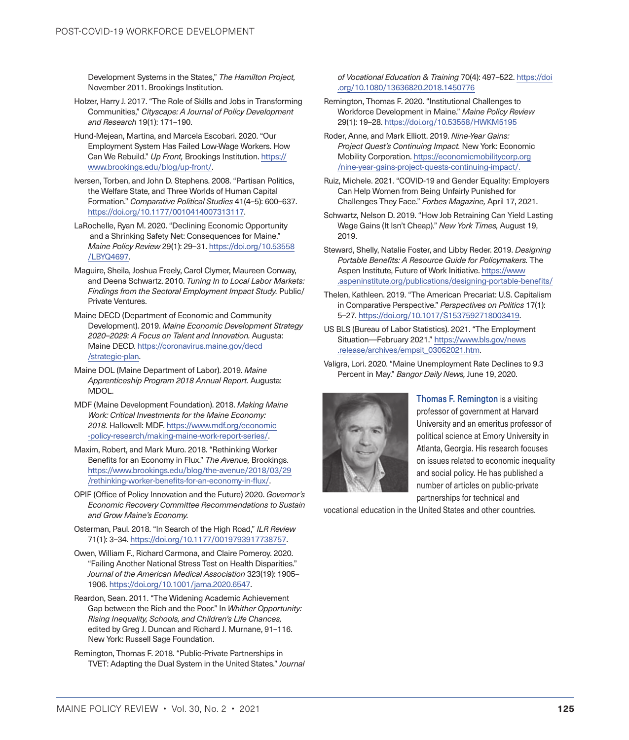Development Systems in the States," *The Hamilton Project,* November 2011. Brookings Institution.

Holzer, Harry J. 2017. "The Role of Skills and Jobs in Transforming Communities," *Cityscape: A Journal of Policy Development and Research* 19(1): 171–190.

Hund-Mejean, Martina, and Marcela Escobari. 2020. "Our Employment System Has Failed Low-Wage Workers. How Can We Rebuild." *Up Front,* Brookings Institution. https://www.brookings.edu/blog/up-front/.

Iversen, Torben, and John D. Stephens. 2008. "Partisan Politics, the Welfare State, and Three Worlds of Human Capital Formation." *Comparative Political Studies* 41(4–5): 600–637. https://doi.org/10.1177/0010414007313117.

LaRochelle, Ryan M. 2020. "Declining Economic Opportunity and a Shrinking Safety Net: Consequences for Maine." *Maine Policy Review* 29(1): 29–31. https://doi.org/10.53558/LBYQ4697.

Maguire, Sheila, Joshua Freely, Carol Clymer, Maureen Conway, and Deena Schwartz. 2010. *Tuning In to Local Labor Markets: Findings from the Sectoral Employment Impact Study.* Public/Private Ventures.

Maine DECD (Department of Economic and Community Development). 2019. *Maine Economic Development Strategy 2020–2029: A Focus on Talent and Innovation.* Augusta: Maine DECD. https://coronavirus.maine.gov/decd/strategic-plan.

Maine DOL (Maine Department of Labor). 2019. *Maine Apprenticeship Program 2018 Annual Report.* Augusta: MDOL.

MDF (Maine Development Foundation). 2018. *Making Maine Work: Critical Investments for the Maine Economy: 2018.* Hallowell: MDF. https://www.mdf.org/economic-policy-research/making-maine-work-report-series/.

Maxim, Robert, and Mark Muro. 2018. "Rethinking Worker Benefits for an Economy in Flux." *The Avenue,* Brookings. https://www.brookings.edu/blog/the-avenue/2018/03/29/rethinking-worker-benefits-for-an-economy-in-flux/.

OPIF (Office of Policy Innovation and the Future) 2020. *Governor's Economic Recovery Committee Recommendations to Sustain and Grow Maine's Economy.*

Osterman, Paul. 2018. "In Search of the High Road," *ILR Review* 71(1): 3–34. https://doi.org/10.1177/0019793917738757.

Owen, William F., Richard Carmona, and Claire Pomeroy. 2020. "Failing Another National Stress Test on Health Disparities." *Journal of the American Medical Association* 323(19): 1905–1906. https://doi.org/10.1001/jama.2020.6547.

Reardon, Sean. 2011. "The Widening Academic Achievement Gap between the Rich and the Poor." In *Whither Opportunity: Rising Inequality, Schools, and Children's Life Chances,* edited by Greg J. Duncan and Richard J. Murnane, 91–116. New York: Russell Sage Foundation.

Remington, Thomas F. 2018. "Public-Private Partnerships in TVET: Adapting the Dual System in the United States." *Journal of Vocational Education & Training* 70(4): 497–522. https://doi.org/10.1080/13636820.2018.1450776

Remington, Thomas F. 2020. "Institutional Challenges to Workforce Development in Maine." *Maine Policy Review* 29(1): 19–28. https://doi.org/10.53558/HWKM5195

Roder, Anne, and Mark Elliott. 2019. *Nine-Year Gains: Project Quest's Continuing Impact.* New York: Economic Mobility Corporation. https://economicmobilitycorp.org/nine-year-gains-project-quests-continuing-impact/.

Ruiz, Michele. 2021. "COVID-19 and Gender Equality: Employers Can Help Women from Being Unfairly Punished for Challenges They Face." *Forbes Magazine,* April 17, 2021.

Schwartz, Nelson D. 2019. "How Job Retraining Can Yield Lasting Wage Gains (It Isn't Cheap)." *New York Times,* August 19, 2019.

Steward, Shelly, Natalie Foster, and Libby Reder. 2019. *Designing Portable Benefits: A Resource Guide for Policymakers.* The Aspen Institute, Future of Work Initiative. https://www.aspeninstitute.org/publications/designing-portable-benefits/

Thelen, Kathleen. 2019. "The American Precariat: U.S. Capitalism in Comparative Perspective." *Perspectives on Politics* 17(1): 5–27. https://doi.org/10.1017/S1537592718003419.

US BLS (Bureau of Labor Statistics). 2021. "The Employment Situation—February 2021." https://www.bls.gov/news.release/archives/empsit_03052021.htm.

Valigra, Lori. 2020. "Maine Unemployment Rate Declines to 9.3 Percent in May." *Bangor Daily News,* June 19, 2020.

**Thomas F. Remington** is a visiting professor of government at Harvard University and an emeritus professor of political science at Emory University in Atlanta, Georgia. His research focuses on issues related to economic inequality and social policy. He has published a number of articles on public-private partnerships for technical and vocational education in the United States and other countries.